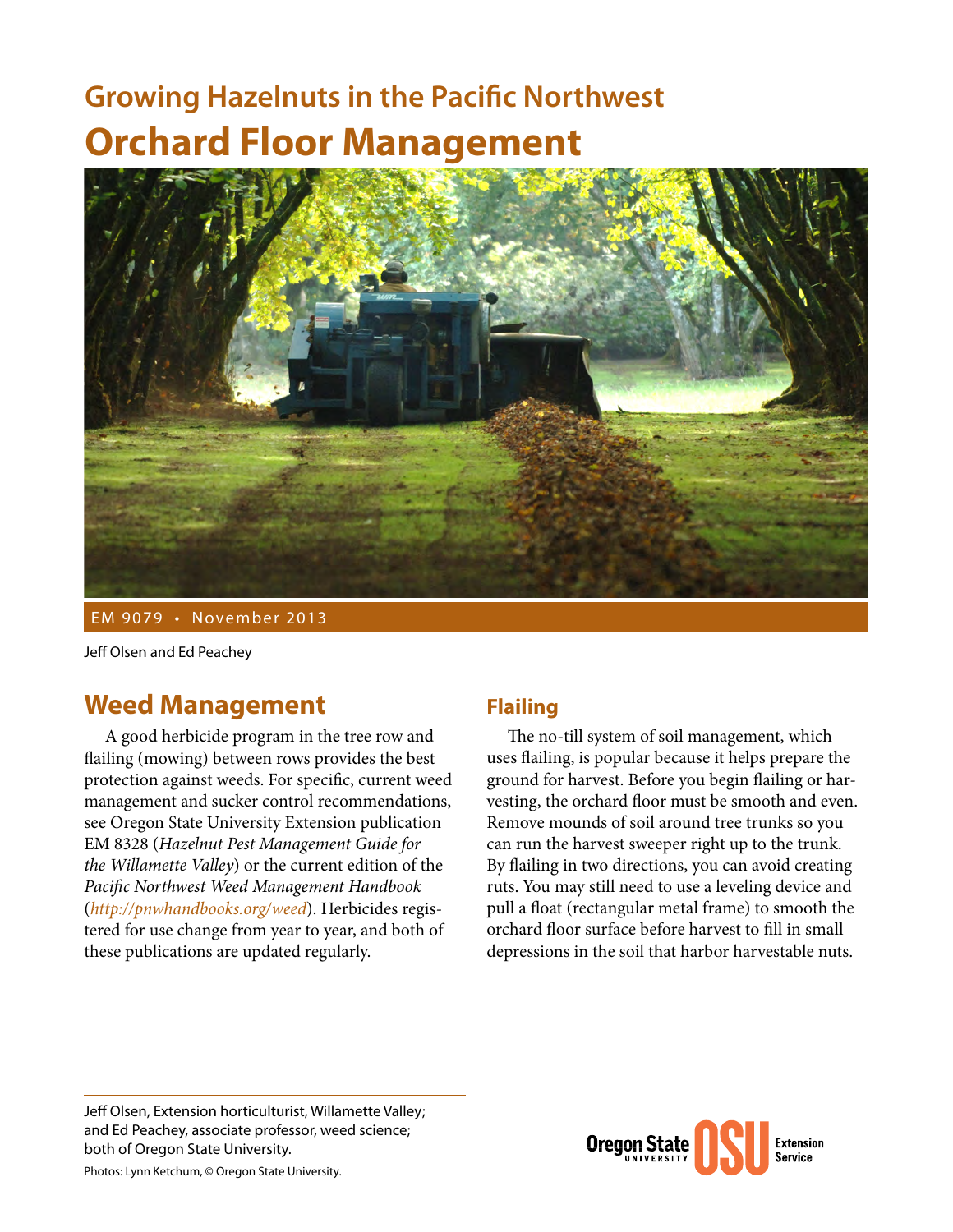# Growing Hazelnuts in the Pacific Northwest

# Orchard Floor Management

EM 9079 • November 2013

Jeff Olsen and Ed Peachey

## Weed Management

A good herbicide program in the tree row and flailing (mowing) between rows provides the best protection against weeds. For specific, current weed management and sucker control recommendations, see Oregon State University Extension publication EM 8328 (*Hazelnut Pest Management Guide for the Willamette Valley*) or the current edition of the *Pacific Northwest Weed Management Handbook* (*http://pnwhandbooks.org/weed*). Herbicides registered for use change from year to year, and both of these publications are updated regularly.

### Flailing

The no-till system of soil management, which uses flailing, is popular because it helps prepare the ground for harvest. Before you begin flailing or harvesting, the orchard floor must be smooth and even. Remove mounds of soil around tree trunks so you can run the harvest sweeper right up to the trunk. By flailing in two directions, you can avoid creating ruts. You may still need to use a leveling device and pull a float (rectangular metal frame) to smooth the orchard floor surface before harvest to fill in small depressions in the soil that harbor harvestable nuts.

---

Jeff Olsen, Extension horticulturist, Willamette Valley; and Ed Peachey, associate professor, weed science; both of Oregon State University.

Photos: Lynn Ketchum, © Oregon State University.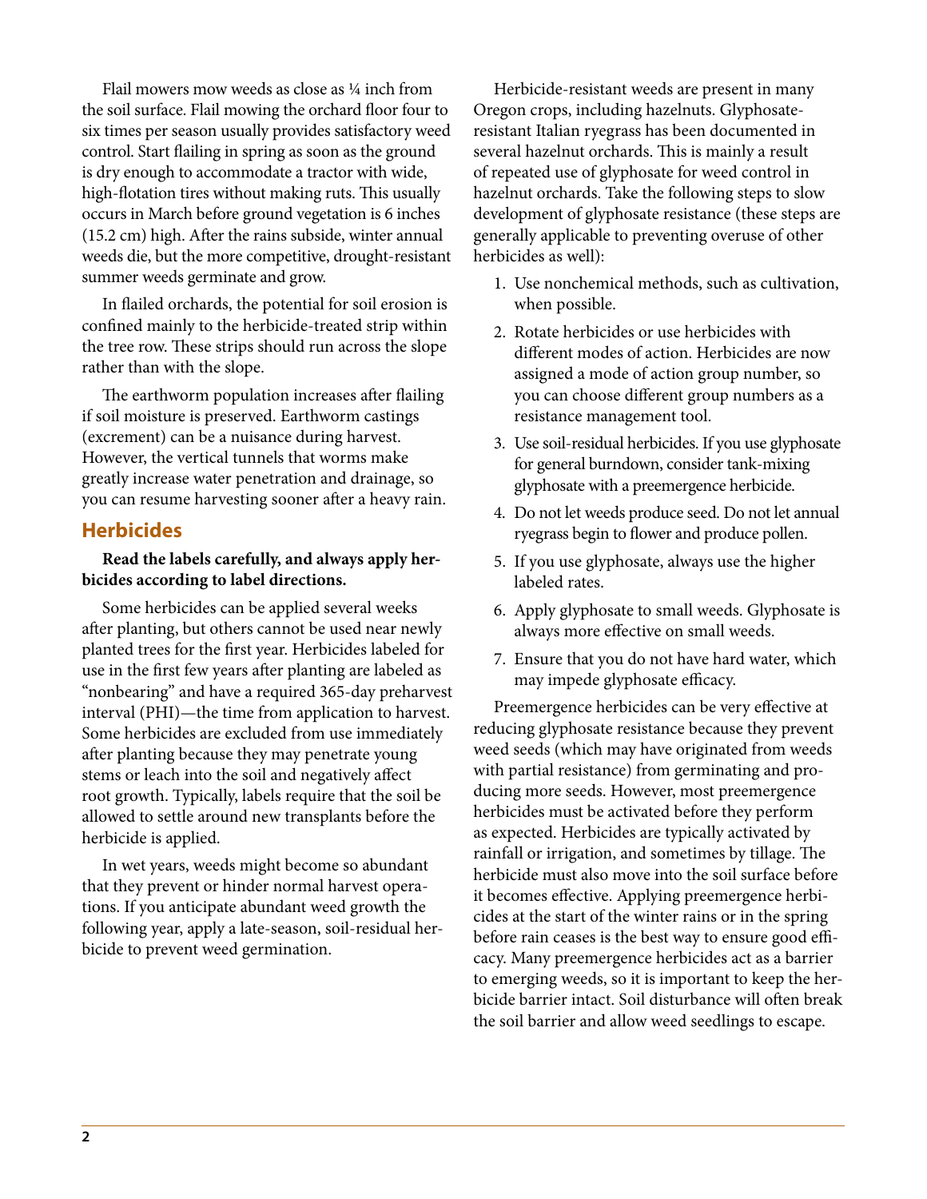Flail mowers mow weeds as close as ¼ inch from the soil surface. Flail mowing the orchard floor four to six times per season usually provides satisfactory weed control. Start flailing in spring as soon as the ground is dry enough to accommodate a tractor with wide, high-flotation tires without making ruts. This usually occurs in March before ground vegetation is 6 inches (15.2 cm) high. After the rains subside, winter annual weeds die, but the more competitive, drought-resistant summer weeds germinate and grow.

In flailed orchards, the potential for soil erosion is confined mainly to the herbicide-treated strip within the tree row. These strips should run across the slope rather than with the slope.

The earthworm population increases after flailing if soil moisture is preserved. Earthworm castings (excrement) can be a nuisance during harvest. However, the vertical tunnels that worms make greatly increase water penetration and drainage, so you can resume harvesting sooner after a heavy rain.

## Herbicides

**Read the labels carefully, and always apply herbicides according to label directions.**

Some herbicides can be applied several weeks after planting, but others cannot be used near newly planted trees for the first year. Herbicides labeled for use in the first few years after planting are labeled as "nonbearing" and have a required 365-day preharvest interval (PHI)—the time from application to harvest. Some herbicides are excluded from use immediately after planting because they may penetrate young stems or leach into the soil and negatively affect root growth. Typically, labels require that the soil be allowed to settle around new transplants before the herbicide is applied.

In wet years, weeds might become so abundant that they prevent or hinder normal harvest operations. If you anticipate abundant weed growth the following year, apply a late-season, soil-residual herbicide to prevent weed germination.

Herbicide-resistant weeds are present in many Oregon crops, including hazelnuts. Glyphosate-resistant Italian ryegrass has been documented in several hazelnut orchards. This is mainly a result of repeated use of glyphosate for weed control in hazelnut orchards. Take the following steps to slow development of glyphosate resistance (these steps are generally applicable to preventing overuse of other herbicides as well):

1. Use nonchemical methods, such as cultivation, when possible.
2. Rotate herbicides or use herbicides with different modes of action. Herbicides are now assigned a mode of action group number, so you can choose different group numbers as a resistance management tool.
3. Use soil-residual herbicides. If you use glyphosate for general burndown, consider tank-mixing glyphosate with a preemergence herbicide.
4. Do not let weeds produce seed. Do not let annual ryegrass begin to flower and produce pollen.
5. If you use glyphosate, always use the higher labeled rates.
6. Apply glyphosate to small weeds. Glyphosate is always more effective on small weeds.
7. Ensure that you do not have hard water, which may impede glyphosate efficacy.

Preemergence herbicides can be very effective at reducing glyphosate resistance because they prevent weed seeds (which may have originated from weeds with partial resistance) from germinating and producing more seeds. However, most preemergence herbicides must be activated before they perform as expected. Herbicides are typically activated by rainfall or irrigation, and sometimes by tillage. The herbicide must also move into the soil surface before it becomes effective. Applying preemergence herbicides at the start of the winter rains or in the spring before rain ceases is the best way to ensure good efficacy. Many preemergence herbicides act as a barrier to emerging weeds, so it is important to keep the herbicide barrier intact. Soil disturbance will often break the soil barrier and allow weed seedlings to escape.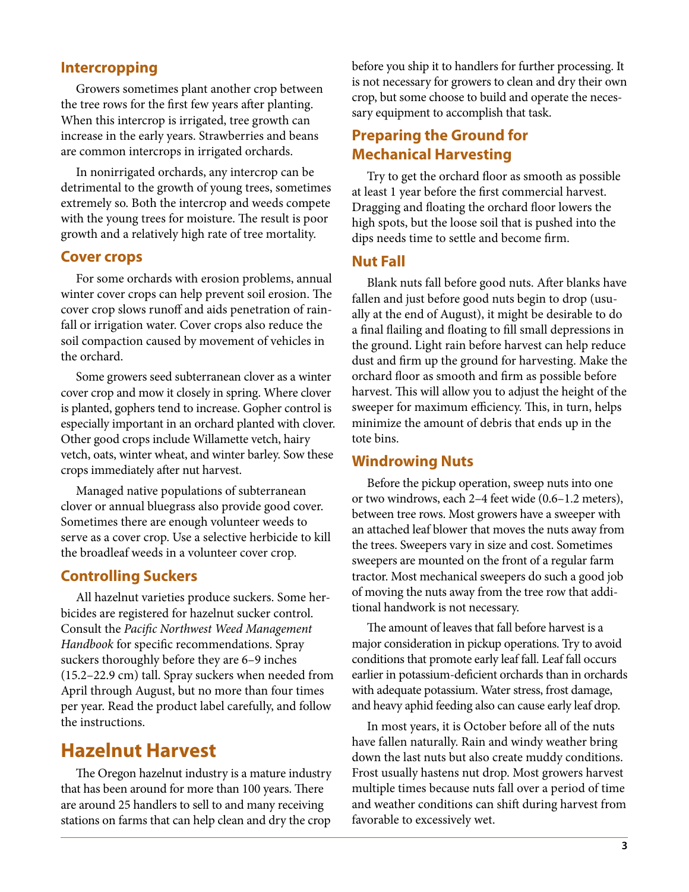### Intercropping

Growers sometimes plant another crop between the tree rows for the first few years after planting. When this intercrop is irrigated, tree growth can increase in the early years. Strawberries and beans are common intercrops in irrigated orchards.

In nonirrigated orchards, any intercrop can be detrimental to the growth of young trees, sometimes extremely so. Both the intercrop and weeds compete with the young trees for moisture. The result is poor growth and a relatively high rate of tree mortality.

### Cover crops

For some orchards with erosion problems, annual winter cover crops can help prevent soil erosion. The cover crop slows runoff and aids penetration of rainfall or irrigation water. Cover crops also reduce the soil compaction caused by movement of vehicles in the orchard.

Some growers seed subterranean clover as a winter cover crop and mow it closely in spring. Where clover is planted, gophers tend to increase. Gopher control is especially important in an orchard planted with clover. Other good crops include Willamette vetch, hairy vetch, oats, winter wheat, and winter barley. Sow these crops immediately after nut harvest.

Managed native populations of subterranean clover or annual bluegrass also provide good cover. Sometimes there are enough volunteer weeds to serve as a cover crop. Use a selective herbicide to kill the broadleaf weeds in a volunteer cover crop.

### Controlling Suckers

All hazelnut varieties produce suckers. Some herbicides are registered for hazelnut sucker control. Consult the *Pacific Northwest Weed Management Handbook* for specific recommendations. Spray suckers thoroughly before they are 6–9 inches (15.2–22.9 cm) tall. Spray suckers when needed from April through August, but no more than four times per year. Read the product label carefully, and follow the instructions.

## Hazelnut Harvest

The Oregon hazelnut industry is a mature industry that has been around for more than 100 years. There are around 25 handlers to sell to and many receiving stations on farms that can help clean and dry the crop before you ship it to handlers for further processing. It is not necessary for growers to clean and dry their own crop, but some choose to build and operate the necessary equipment to accomplish that task.

### Preparing the Ground for Mechanical Harvesting

Try to get the orchard floor as smooth as possible at least 1 year before the first commercial harvest. Dragging and floating the orchard floor lowers the high spots, but the loose soil that is pushed into the dips needs time to settle and become firm.

### Nut Fall

Blank nuts fall before good nuts. After blanks have fallen and just before good nuts begin to drop (usually at the end of August), it might be desirable to do a final flailing and floating to fill small depressions in the ground. Light rain before harvest can help reduce dust and firm up the ground for harvesting. Make the orchard floor as smooth and firm as possible before harvest. This will allow you to adjust the height of the sweeper for maximum efficiency. This, in turn, helps minimize the amount of debris that ends up in the tote bins.

### Windrowing Nuts

Before the pickup operation, sweep nuts into one or two windrows, each 2–4 feet wide (0.6–1.2 meters), between tree rows. Most growers have a sweeper with an attached leaf blower that moves the nuts away from the trees. Sweepers vary in size and cost. Sometimes sweepers are mounted on the front of a regular farm tractor. Most mechanical sweepers do such a good job of moving the nuts away from the tree row that additional handwork is not necessary.

The amount of leaves that fall before harvest is a major consideration in pickup operations. Try to avoid conditions that promote early leaf fall. Leaf fall occurs earlier in potassium-deficient orchards than in orchards with adequate potassium. Water stress, frost damage, and heavy aphid feeding also can cause early leaf drop.

In most years, it is October before all of the nuts have fallen naturally. Rain and windy weather bring down the last nuts but also create muddy conditions. Frost usually hastens nut drop. Most growers harvest multiple times because nuts fall over a period of time and weather conditions can shift during harvest from favorable to excessively wet.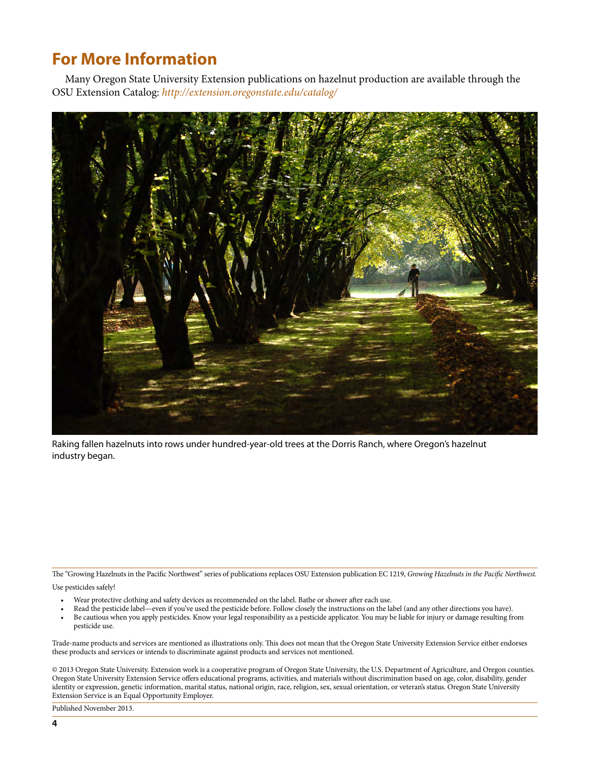## For More Information

Many Oregon State University Extension publications on hazelnut production are available through the OSU Extension Catalog: *http://extension.oregonstate.edu/catalog/*

Raking fallen hazelnuts into rows under hundred-year-old trees at the Dorris Ranch, where Oregon's hazelnut industry began.

The "Growing Hazelnuts in the Pacific Northwest" series of publications replaces OSU Extension publication EC 1219, *Growing Hazelnuts in the Pacific Northwest.*

Use pesticides safely!

- Wear protective clothing and safety devices as recommended on the label. Bathe or shower after each use.
- Read the pesticide label—even if you've used the pesticide before. Follow closely the instructions on the label (and any other directions you have).
- Be cautious when you apply pesticides. Know your legal responsibility as a pesticide applicator. You may be liable for injury or damage resulting from pesticide use.

Trade-name products and services are mentioned as illustrations only. This does not mean that the Oregon State University Extension Service either endorses these products and services or intends to discriminate against products and services not mentioned.

© 2013 Oregon State University. Extension work is a cooperative program of Oregon State University, the U.S. Department of Agriculture, and Oregon counties. Oregon State University Extension Service offers educational programs, activities, and materials without discrimination based on age, color, disability, gender identity or expression, genetic information, marital status, national origin, race, religion, sex, sexual orientation, or veteran's status. Oregon State University Extension Service is an Equal Opportunity Employer.

Published November 2013.